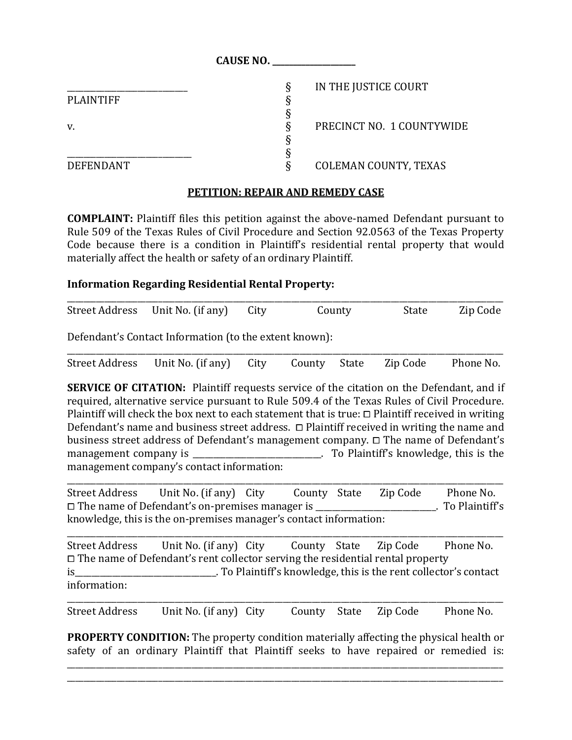**CAUSE NO. \_\_\_\_\_\_\_\_\_\_\_\_\_\_\_\_\_\_\_\_**

| | | |
|---|---|---|
| \_\_\_\_\_\_\_\_\_\_\_\_\_\_\_\_\_\_\_\_\_\_\_\_\_\_\_\_ | § | IN THE JUSTICE COURT |
| PLAINTIFF | § | |
| | § | |
| v. | § | PRECINCT NO. 1 COUNTYWIDE |
| | § | |
| \_\_\_\_\_\_\_\_\_\_\_\_\_\_\_\_\_\_\_\_\_\_\_\_\_\_\_\_ | § | |
| DEFENDANT | § | COLEMAN COUNTY, TEXAS |

**PETITION: REPAIR AND REMEDY CASE**

**COMPLAINT:** Plaintiff files this petition against the above-named Defendant pursuant to Rule 509 of the Texas Rules of Civil Procedure and Section 92.0563 of the Texas Property Code because there is a condition in Plaintiff's residential rental property that would materially affect the health or safety of an ordinary Plaintiff.

**Information Regarding Residential Rental Property:**

\_\_\_\_\_\_\_\_\_\_\_\_\_\_\_\_\_\_\_\_\_\_\_\_\_\_\_\_\_\_\_\_\_\_\_\_\_\_\_\_\_\_\_\_\_\_\_\_\_\_\_\_\_\_\_\_\_\_\_\_\_\_\_\_\_\_\_\_\_\_\_\_\_\_\_\_\_\_\_\_\_\_\_\_\_\_\_\_\_\_
Street Address Unit No. (if any) City County State Zip Code

Defendant's Contact Information (to the extent known):

\_\_\_\_\_\_\_\_\_\_\_\_\_\_\_\_\_\_\_\_\_\_\_\_\_\_\_\_\_\_\_\_\_\_\_\_\_\_\_\_\_\_\_\_\_\_\_\_\_\_\_\_\_\_\_\_\_\_\_\_\_\_\_\_\_\_\_\_\_\_\_\_\_\_\_\_\_\_\_\_\_\_\_\_\_\_\_\_\_\_
Street Address Unit No. (if any) City County State Zip Code Phone No.

**SERVICE OF CITATION:** Plaintiff requests service of the citation on the Defendant, and if required, alternative service pursuant to Rule 509.4 of the Texas Rules of Civil Procedure. Plaintiff will check the box next to each statement that is true: ☐ Plaintiff received in writing Defendant's name and business street address. ☐ Plaintiff received in writing the name and business street address of Defendant's management company. ☐ The name of Defendant's management company is \_\_\_\_\_\_\_\_\_\_\_\_\_\_\_\_\_\_\_\_\_\_\_\_\_\_\_\_\_\_. To Plaintiff's knowledge, this is the management company's contact information:

\_\_\_\_\_\_\_\_\_\_\_\_\_\_\_\_\_\_\_\_\_\_\_\_\_\_\_\_\_\_\_\_\_\_\_\_\_\_\_\_\_\_\_\_\_\_\_\_\_\_\_\_\_\_\_\_\_\_\_\_\_\_\_\_\_\_\_\_\_\_\_\_\_\_\_\_\_\_\_\_\_\_\_\_\_\_\_\_\_\_
Street Address Unit No. (if any) City County State Zip Code Phone No.
☐ The name of Defendant's on-premises manager is \_\_\_\_\_\_\_\_\_\_\_\_\_\_\_\_\_\_\_\_\_\_\_\_\_\_\_\_. To Plaintiff's knowledge, this is the on-premises manager's contact information:

\_\_\_\_\_\_\_\_\_\_\_\_\_\_\_\_\_\_\_\_\_\_\_\_\_\_\_\_\_\_\_\_\_\_\_\_\_\_\_\_\_\_\_\_\_\_\_\_\_\_\_\_\_\_\_\_\_\_\_\_\_\_\_\_\_\_\_\_\_\_\_\_\_\_\_\_\_\_\_\_\_\_\_\_\_\_\_\_\_\_
Street Address Unit No. (if any) City County State Zip Code Phone No.
☐ The name of Defendant's rent collector serving the residential rental property is\_\_\_\_\_\_\_\_\_\_\_\_\_\_\_\_\_\_\_\_\_\_\_\_\_\_\_\_\_\_\_\_\_. To Plaintiff's knowledge, this is the rent collector's contact information:

\_\_\_\_\_\_\_\_\_\_\_\_\_\_\_\_\_\_\_\_\_\_\_\_\_\_\_\_\_\_\_\_\_\_\_\_\_\_\_\_\_\_\_\_\_\_\_\_\_\_\_\_\_\_\_\_\_\_\_\_\_\_\_\_\_\_\_\_\_\_\_\_\_\_\_\_\_\_\_\_\_\_\_\_\_\_\_\_\_\_
Street Address Unit No. (if any) City County State Zip Code Phone No.

**PROPERTY CONDITION:** The property condition materially affecting the physical health or safety of an ordinary Plaintiff that Plaintiff seeks to have repaired or remedied is: \_\_\_\_\_\_\_\_\_\_\_\_\_\_\_\_\_\_\_\_\_\_\_\_\_\_\_\_\_\_\_\_\_\_\_\_\_\_\_\_\_\_\_\_\_\_\_\_\_\_\_\_\_\_\_\_\_\_\_\_\_\_\_\_\_\_\_\_\_\_\_\_\_\_\_\_\_\_\_\_\_\_\_\_\_\_\_\_\_\_
\_\_\_\_\_\_\_\_\_\_\_\_\_\_\_\_\_\_\_\_\_\_\_\_\_\_\_\_\_\_\_\_\_\_\_\_\_\_\_\_\_\_\_\_\_\_\_\_\_\_\_\_\_\_\_\_\_\_\_\_\_\_\_\_\_\_\_\_\_\_\_\_\_\_\_\_\_\_\_\_\_\_\_\_\_\_\_\_\_\_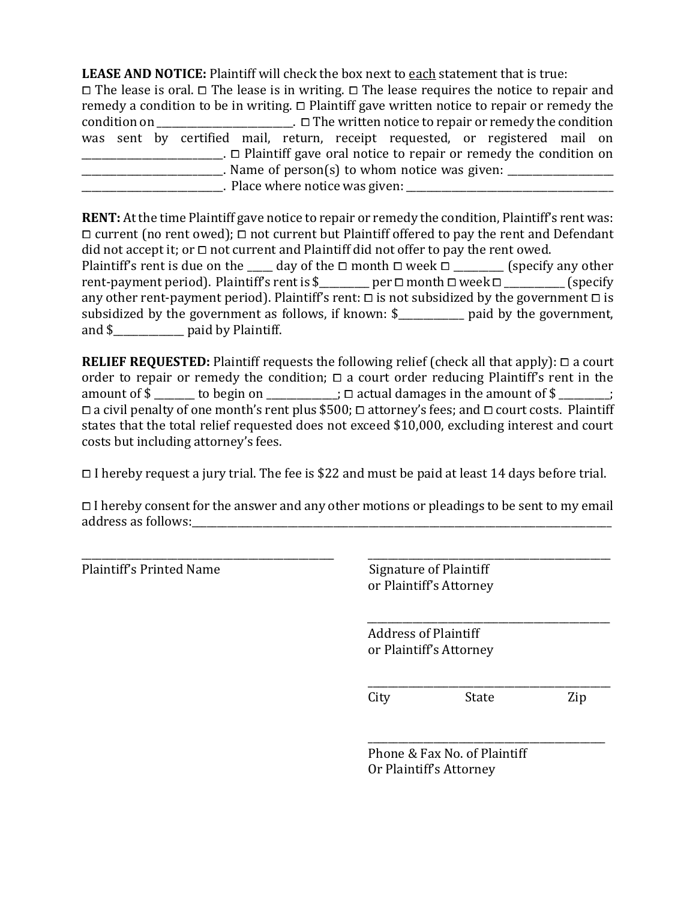**LEASE AND NOTICE:** Plaintiff will check the box next to each statement that is true: ◻ The lease is oral. ◻ The lease is in writing. ◻ The lease requires the notice to repair and remedy a condition to be in writing. ◻ Plaintiff gave written notice to repair or remedy the condition on ___________________________. ◻ The written notice to repair or remedy the condition was sent by certified mail, return, receipt requested, or registered mail on ___________________________. ◻ Plaintiff gave oral notice to repair or remedy the condition on ___________________________. Name of person(s) to whom notice was given: _____________________ ___________________________. Place where notice was given: ___________________________________________

**RENT:** At the time Plaintiff gave notice to repair or remedy the condition, Plaintiff's rent was: ◻ current (no rent owed); ◻ not current but Plaintiff offered to pay the rent and Defendant did not accept it; or ◻ not current and Plaintiff did not offer to pay the rent owed. Plaintiff's rent is due on the _____ day of the ◻ month ◻ week ◻ __________ (specify any other rent-payment period). Plaintiff's rent is $__________ per ◻ month ◻ week ◻ ____________ (specify any other rent-payment period). Plaintiff's rent: ◻ is not subsidized by the government ◻ is subsidized by the government as follows, if known: $______________ paid by the government, and $______________ paid by Plaintiff.

**RELIEF REQUESTED:** Plaintiff requests the following relief (check all that apply): ◻ a court order to repair or remedy the condition; ◻ a court order reducing Plaintiff's rent in the amount of $ ________ to begin on ______________; ◻ actual damages in the amount of $ __________; ◻ a civil penalty of one month's rent plus $500; ◻ attorney's fees; and ◻ court costs. Plaintiff states that the total relief requested does not exceed $10,000, excluding interest and court costs but including attorney's fees.

◻ I hereby request a jury trial. The fee is $22 and must be paid at least 14 days before trial.

◻ I hereby consent for the answer and any other motions or pleadings to be sent to my email address as follows:______________________________________________________________________________________

___________________________________________________
Plaintiff's Printed Name

_________________________________________________
Signature of Plaintiff
or Plaintiff's Attorney

_________________________________________________
Address of Plaintiff
or Plaintiff's Attorney

_________________________________________________
City State Zip

_________________________________________________
Phone & Fax No. of Plaintiff
Or Plaintiff's Attorney